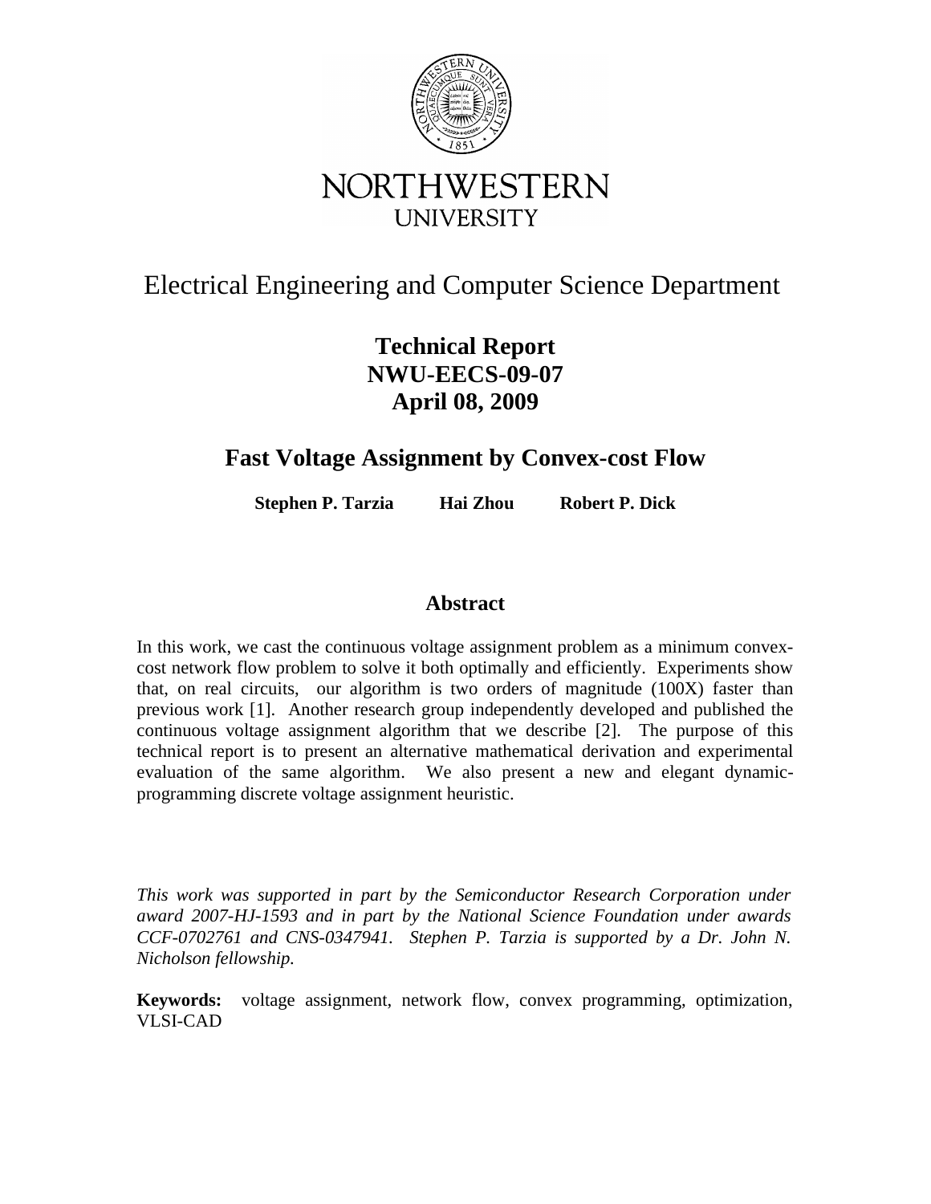NORTHWESTERN UNIVERSITY

# Electrical Engineering and Computer Science Department

**Technical Report**
**NWU-EECS-09-07**
**April 08, 2009**

## Fast Voltage Assignment by Convex-cost Flow

**Stephen P. Tarzia    Hai Zhou    Robert P. Dick**

### Abstract

In this work, we cast the continuous voltage assignment problem as a minimum convex-cost network flow problem to solve it both optimally and efficiently. Experiments show that, on real circuits, our algorithm is two orders of magnitude (100X) faster than previous work [1]. Another research group independently developed and published the continuous voltage assignment algorithm that we describe [2]. The purpose of this technical report is to present an alternative mathematical derivation and experimental evaluation of the same algorithm. We also present a new and elegant dynamic-programming discrete voltage assignment heuristic.

*This work was supported in part by the Semiconductor Research Corporation under award 2007-HJ-1593 and in part by the National Science Foundation under awards CCF-0702761 and CNS-0347941. Stephen P. Tarzia is supported by a Dr. John N. Nicholson fellowship.*

**Keywords:** voltage assignment, network flow, convex programming, optimization, VLSI-CAD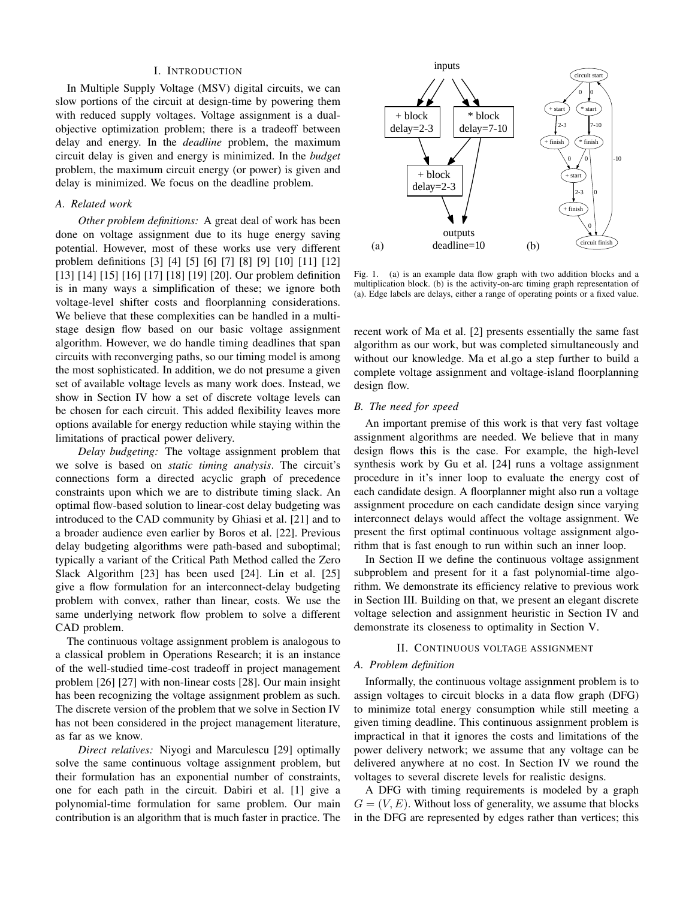## I. Introduction

In Multiple Supply Voltage (MSV) digital circuits, we can slow portions of the circuit at design-time by powering them with reduced supply voltages. Voltage assignment is a dual-objective optimization problem; there is a tradeoff between delay and energy. In the *deadline* problem, the maximum circuit delay is given and energy is minimized. In the *budget* problem, the maximum circuit energy (or power) is given and delay is minimized. We focus on the deadline problem.

### A. Related work

*Other problem definitions:* A great deal of work has been done on voltage assignment due to its huge energy saving potential. However, most of these works use very different problem definitions [3] [4] [5] [6] [7] [8] [9] [10] [11] [12] [13] [14] [15] [16] [17] [18] [19] [20]. Our problem definition is in many ways a simplification of these; we ignore both voltage-level shifter costs and floorplanning considerations. We believe that these complexities can be handled in a multi-stage design flow based on our basic voltage assignment algorithm. However, we do handle timing deadlines that span circuits with reconverging paths, so our timing model is among the most sophisticated. In addition, we do not presume a given set of available voltage levels as many work does. Instead, we show in Section IV how a set of discrete voltage levels can be chosen for each circuit. This added flexibility leaves more options available for energy reduction while staying within the limitations of practical power delivery.

*Delay budgeting:* The voltage assignment problem that we solve is based on *static timing analysis*. The circuit's connections form a directed acyclic graph of precedence constraints upon which we are to distribute timing slack. An optimal flow-based solution to linear-cost delay budgeting was introduced to the CAD community by Ghiasi et al. [21] and to a broader audience even earlier by Boros et al. [22]. Previous delay budgeting algorithms were path-based and suboptimal; typically a variant of the Critical Path Method called the Zero Slack Algorithm [23] has been used [24]. Lin et al. [25] give a flow formulation for an interconnect-delay budgeting problem with convex, rather than linear, costs. We use the same underlying network flow problem to solve a different CAD problem.

The continuous voltage assignment problem is analogous to a classical problem in Operations Research; it is an instance of the well-studied time-cost tradeoff in project management problem [26] [27] with non-linear costs [28]. Our main insight has been recognizing the voltage assignment problem as such. The discrete version of the problem that we solve in Section IV has not been considered in the project management literature, as far as we know.

*Direct relatives:* Niyogi and Marculescu [29] optimally solve the same continuous voltage assignment problem, but their formulation has an exponential number of constraints, one for each path in the circuit. Dabiri et al. [1] give a polynomial-time formulation for same problem. Our main contribution is an algorithm that is much faster in practice. The recent work of Ma et al. [2] presents essentially the same fast algorithm as our work, but was completed simultaneously and without our knowledge. Ma et al.go a step further to build a complete voltage assignment and voltage-island floorplanning design flow.

Fig. 1. (a) is an example data flow graph with two addition blocks and a multiplication block. (b) is the activity-on-arc timing graph representation of (a). Edge labels are delays, either a range of operating points or a fixed value.

### B. The need for speed

An important premise of this work is that very fast voltage assignment algorithms are needed. We believe that in many design flows this is the case. For example, the high-level synthesis work by Gu et al. [24] runs a voltage assignment procedure in it's inner loop to evaluate the energy cost of each candidate design. A floorplanner might also run a voltage assignment procedure on each candidate design since varying interconnect delays would affect the voltage assignment. We present the first optimal continuous voltage assignment algorithm that is fast enough to run within such an inner loop.

In Section II we define the continuous voltage assignment subproblem and present for it a fast polynomial-time algorithm. We demonstrate its efficiency relative to previous work in Section III. Building on that, we present an elegant discrete voltage selection and assignment heuristic in Section IV and demonstrate its closeness to optimality in Section V.

## II. Continuous voltage assignment

### A. Problem definition

Informally, the continuous voltage assignment problem is to assign voltages to circuit blocks in a data flow graph (DFG) to minimize total energy consumption while still meeting a given timing deadline. This continuous assignment problem is impractical in that it ignores the costs and limitations of the power delivery network; we assume that any voltage can be delivered anywhere at no cost. In Section IV we round the voltages to several discrete levels for realistic designs.

A DFG with timing requirements is modeled by a graph $G = (V, E)$. Without loss of generality, we assume that blocks in the DFG are represented by edges rather than vertices; this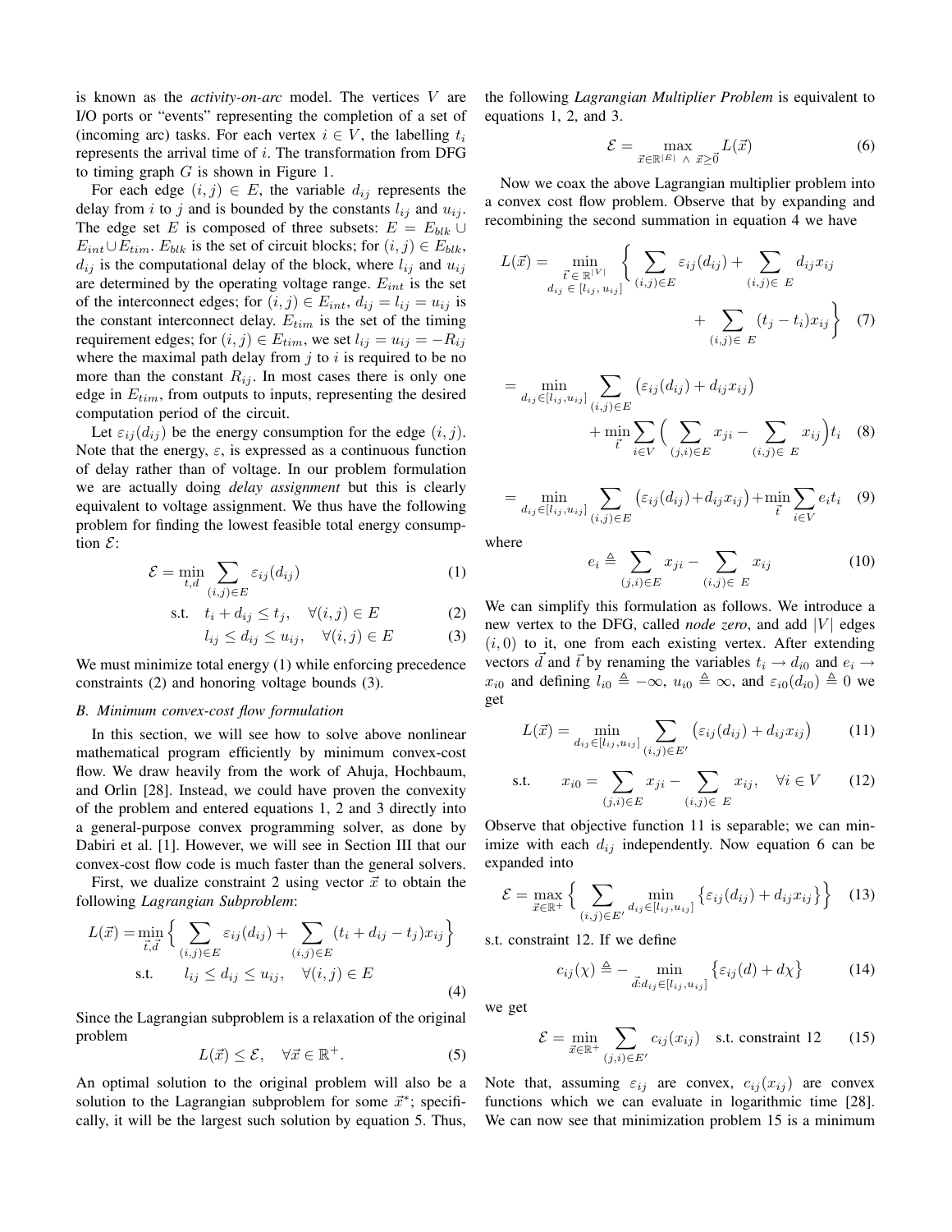is known as the *activity-on-arc* model. The vertices $V$ are I/O ports or "events" representing the completion of a set of (incoming arc) tasks. For each vertex $i \in V$, the labelling $t_i$ represents the arrival time of $i$. The transformation from DFG to timing graph $G$ is shown in Figure 1.

For each edge $(i, j) \in E$, the variable $d_{ij}$ represents the delay from $i$ to $j$ and is bounded by the constants $l_{ij}$ and $u_{ij}$. The edge set $E$ is composed of three subsets: $E = E_{blk} \cup E_{int} \cup E_{tim}$. $E_{blk}$ is the set of circuit blocks; for $(i, j) \in E_{blk}$, $d_{ij}$ is the computational delay of the block, where $l_{ij}$ and $u_{ij}$ are determined by the operating voltage range. $E_{int}$ is the set of the interconnect edges; for $(i, j) \in E_{int}$, $d_{ij} = l_{ij} = u_{ij}$ is the constant interconnect delay. $E_{tim}$ is the set of the timing requirement edges; for $(i, j) \in E_{tim}$, we set $l_{ij} = u_{ij} = -R_{ij}$ where the maximal path delay from $j$ to $i$ is required to be no more than the constant $R_{ij}$. In most cases there is only one edge in $E_{tim}$, from outputs to inputs, representing the desired computation period of the circuit.

Let $\varepsilon_{ij}(d_{ij})$ be the energy consumption for the edge $(i, j)$. Note that the energy, $\varepsilon$, is expressed as a continuous function of delay rather than of voltage. In our problem formulation we are actually doing *delay assignment* but this is clearly equivalent to voltage assignment. We thus have the following problem for finding the lowest feasible total energy consumption $\mathcal{E}$:

$$\mathcal{E} = \min_{t,d} \sum_{(i,j)\in E} \varepsilon_{ij}(d_{ij}) \tag{1}$$

$$\text{s.t.} \quad t_i + d_{ij} \le t_j, \quad \forall (i, j) \in E \tag{2}$$

$$l_{ij} \le d_{ij} \le u_{ij}, \quad \forall (i, j) \in E \tag{3}$$

We must minimize total energy (1) while enforcing precedence constraints (2) and honoring voltage bounds (3).

### B. Minimum convex-cost flow formulation

In this section, we will see how to solve above nonlinear mathematical program efficiently by minimum convex-cost flow. We draw heavily from the work of Ahuja, Hochbaum, and Orlin [28]. Instead, we could have proven the convexity of the problem and entered equations 1, 2 and 3 directly into a general-purpose convex programming solver, as done by Dabiri et al. [1]. However, we will see in Section III that our convex-cost flow code is much faster than the general solvers.

First, we dualize constraint 2 using vector $\vec{x}$ to obtain the following *Lagrangian Subproblem*:

$$L(\vec{x}) = \min_{\vec{t},\vec{d}} \Big\{ \sum_{(i,j)\in E} \varepsilon_{ij}(d_{ij}) + \sum_{(i,j)\in E} (t_i + d_{ij} - t_j)x_{ij} \Big\}$$
$$\text{s.t.} \quad l_{ij} \le d_{ij} \le u_{ij}, \quad \forall (i, j) \in E \tag{4}$$

Since the Lagrangian subproblem is a relaxation of the original problem

$$L(\vec{x}) \le \mathcal{E}, \quad \forall \vec{x} \in \mathbb{R}^+. \tag{5}$$

An optimal solution to the original problem will also be a solution to the Lagrangian subproblem for some $\vec{x}^*$; specifically, it will be the largest such solution by equation 5. Thus, the following *Lagrangian Multiplier Problem* is equivalent to equations 1, 2, and 3.

$$\mathcal{E} = \max_{\vec{x}\in\mathbb{R}^{|E|} \,\wedge\, \vec{x}\ge\vec{0}} L(\vec{x}) \tag{6}$$

Now we coax the above Lagrangian multiplier problem into a convex cost flow problem. Observe that by expanding and recombining the second summation in equation 4 we have

$$L(\vec{x}) = \min_{\substack{\vec{t}\,\in\,\mathbb{R}^{|V|} \\ d_{ij}\,\in\,[l_{ij},\,u_{ij}]}} \Big\{ \sum_{(i,j)\in E} \varepsilon_{ij}(d_{ij}) + \sum_{(i,j)\in E} d_{ij}x_{ij} + \sum_{(i,j)\in E} (t_j - t_i)x_{ij} \Big\} \tag{7}$$

$$= \min_{d_{ij}\in[l_{ij},u_{ij}]} \sum_{(i,j)\in E} \big(\varepsilon_{ij}(d_{ij}) + d_{ij}x_{ij}\big) + \min_{\vec{t}} \sum_{i\in V} \Big( \sum_{(j,i)\in E} x_{ji} - \sum_{(i,j)\in E} x_{ij} \Big) t_i \tag{8}$$

$$= \min_{d_{ij}\in[l_{ij},u_{ij}]} \sum_{(i,j)\in E} \big(\varepsilon_{ij}(d_{ij}) + d_{ij}x_{ij}\big) + \min_{\vec{t}} \sum_{i\in V} e_i t_i \tag{9}$$

where

$$e_i \triangleq \sum_{(j,i)\in E} x_{ji} - \sum_{(i,j)\in E} x_{ij} \tag{10}$$

We can simplify this formulation as follows. We introduce a new vertex to the DFG, called *node zero*, and add $|V|$ edges $(i, 0)$ to it, one from each existing vertex. After extending vectors $\vec{d}$ and $\vec{t}$ by renaming the variables $t_i \to d_{i0}$ and $e_i \to x_{i0}$ and defining $l_{i0} \triangleq -\infty$, $u_{i0} \triangleq \infty$, and $\varepsilon_{i0}(d_{i0}) \triangleq 0$ we get

$$L(\vec{x}) = \min_{d_{ij}\in[l_{ij},u_{ij}]} \sum_{(i,j)\in E'} \big(\varepsilon_{ij}(d_{ij}) + d_{ij}x_{ij}\big) \tag{11}$$

$$\text{s.t.} \quad x_{i0} = \sum_{(j,i)\in E} x_{ji} - \sum_{(i,j)\in E} x_{ij}, \quad \forall i \in V \tag{12}$$

Observe that objective function 11 is separable; we can minimize with each $d_{ij}$ independently. Now equation 6 can be expanded into

$$\mathcal{E} = \max_{\vec{x}\in\mathbb{R}^+} \Big\{ \sum_{(i,j)\in E'} \min_{d_{ij}\in[l_{ij},u_{ij}]} \big\{\varepsilon_{ij}(d_{ij}) + d_{ij}x_{ij}\big\} \Big\} \tag{13}$$

s.t. constraint 12. If we define

$$c_{ij}(\chi) \triangleq - \min_{\vec{d}:d_{ij}\in[l_{ij},u_{ij}]} \big\{\varepsilon_{ij}(d) + d\chi\big\} \tag{14}$$

we get

$$\mathcal{E} = \min_{\vec{x}\in\mathbb{R}^+} \sum_{(j,i)\in E'} c_{ij}(x_{ij}) \quad \text{s.t. constraint 12} \tag{15}$$

Note that, assuming $\varepsilon_{ij}$ are convex, $c_{ij}(x_{ij})$ are convex functions which we can evaluate in logarithmic time [28]. We can now see that minimization problem 15 is a minimum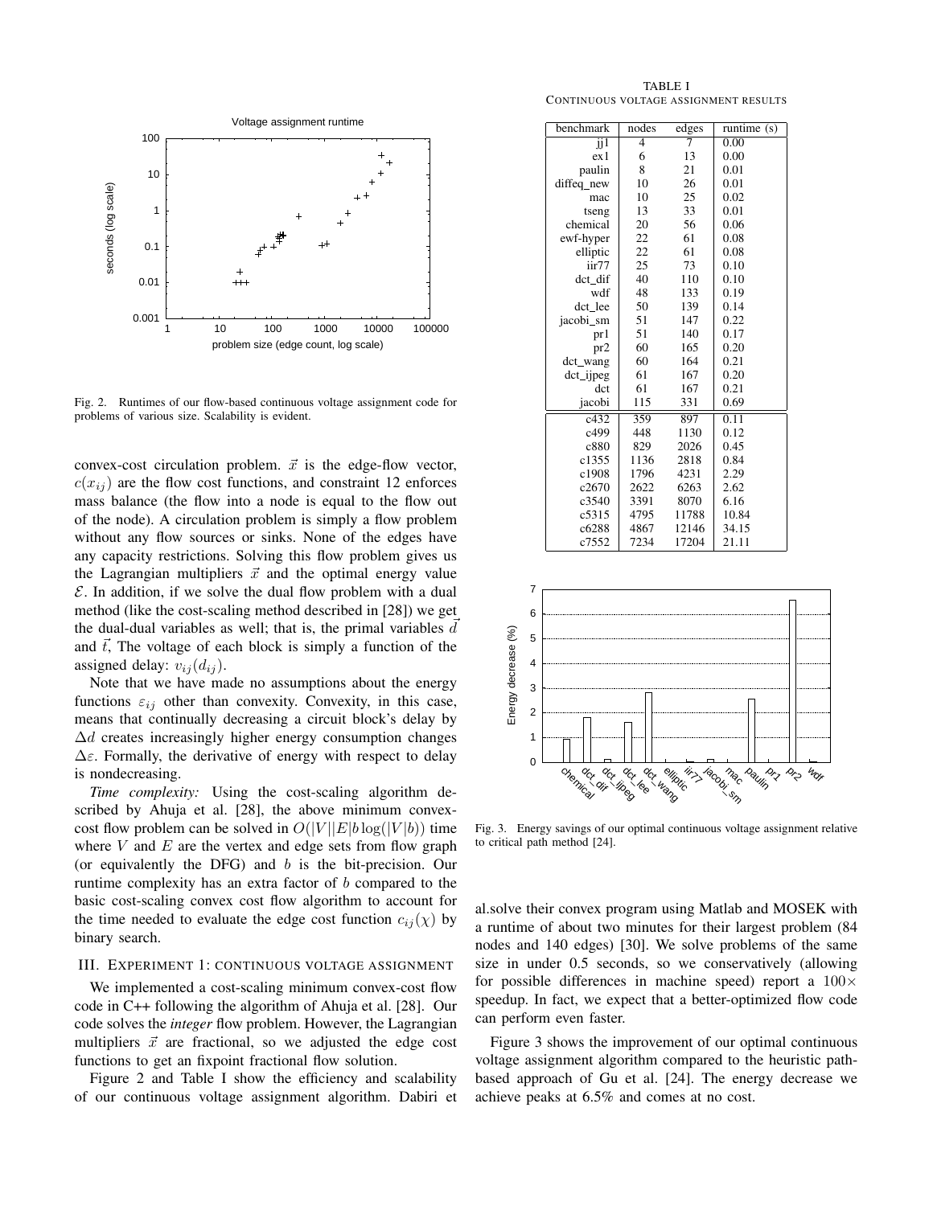Fig. 2. Runtimes of our flow-based continuous voltage assignment code for problems of various size. Scalability is evident.

convex-cost circulation problem. $\vec{x}$ is the edge-flow vector, $c(x_{ij})$ are the flow cost functions, and constraint 12 enforces mass balance (the flow into a node is equal to the flow out of the node). A circulation problem is simply a flow problem without any flow sources or sinks. None of the edges have any capacity restrictions. Solving this flow problem gives us the Lagrangian multipliers $\vec{x}$ and the optimal energy value $\mathcal{E}$. In addition, if we solve the dual flow problem with a dual method (like the cost-scaling method described in [28]) we get the dual-dual variables as well; that is, the primal variables $\vec{d}$ and $\vec{t}$, The voltage of each block is simply a function of the assigned delay: $v_{ij}(d_{ij})$.

Note that we have made no assumptions about the energy functions $\varepsilon_{ij}$ other than convexity. Convexity, in this case, means that continually decreasing a circuit block's delay by $\Delta d$ creates increasingly higher energy consumption changes $\Delta\varepsilon$. Formally, the derivative of energy with respect to delay is nondecreasing.

*Time complexity:* Using the cost-scaling algorithm described by Ahuja et al. [28], the above minimum convex-cost flow problem can be solved in $O(|V||E|b\log(|V|b))$ time where $V$ and $E$ are the vertex and edge sets from flow graph (or equivalently the DFG) and $b$ is the bit-precision. Our runtime complexity has an extra factor of $b$ compared to the basic cost-scaling convex cost flow algorithm to account for the time needed to evaluate the edge cost function $c_{ij}(\chi)$ by binary search.

## III. Experiment 1: Continuous Voltage Assignment

We implemented a cost-scaling minimum convex-cost flow code in C++ following the algorithm of Ahuja et al. [28]. Our code solves the *integer* flow problem. However, the Lagrangian multipliers $\vec{x}$ are fractional, so we adjusted the edge cost functions to get an fixpoint fractional flow solution.

Figure 2 and Table I show the efficiency and scalability of our continuous voltage assignment algorithm. Dabiri et al.solve their convex program using Matlab and MOSEK with a runtime of about two minutes for their largest problem (84 nodes and 140 edges) [30]. We solve problems of the same size in under 0.5 seconds, so we conservatively (allowing for possible differences in machine speed) report a $100\times$ speedup. In fact, we expect that a better-optimized flow code can perform even faster.

Figure 3 shows the improvement of our optimal continuous voltage assignment algorithm compared to the heuristic path-based approach of Gu et al. [24]. The energy decrease we achieve peaks at 6.5% and comes at no cost.

TABLE I
Continuous voltage assignment results

| benchmark | nodes | edges | runtime (s) |
|---|---|---|---|
| jj1 | 4 | 7 | 0.00 |
| ex1 | 6 | 13 | 0.00 |
| paulin | 8 | 21 | 0.01 |
| diffeq_new | 10 | 26 | 0.01 |
| mac | 10 | 25 | 0.02 |
| tseng | 13 | 33 | 0.01 |
| chemical | 20 | 56 | 0.06 |
| ewf-hyper | 22 | 61 | 0.08 |
| elliptic | 22 | 61 | 0.08 |
| iir77 | 25 | 73 | 0.10 |
| dct_dif | 40 | 110 | 0.10 |
| wdf | 48 | 133 | 0.19 |
| dct_lee | 50 | 139 | 0.14 |
| jacobi_sm | 51 | 147 | 0.22 |
| pr1 | 51 | 140 | 0.17 |
| pr2 | 60 | 165 | 0.20 |
| dct_wang | 60 | 164 | 0.21 |
| dct_ijpeg | 61 | 167 | 0.20 |
| dct | 61 | 167 | 0.21 |
| jacobi | 115 | 331 | 0.69 |
| c432 | 359 | 897 | 0.11 |
| c499 | 448 | 1130 | 0.12 |
| c880 | 829 | 2026 | 0.45 |
| c1355 | 1136 | 2818 | 0.84 |
| c1908 | 1796 | 4231 | 2.29 |
| c2670 | 2622 | 6263 | 2.62 |
| c3540 | 3391 | 8070 | 6.16 |
| c5315 | 4795 | 11788 | 10.84 |
| c6288 | 4867 | 12146 | 34.15 |
| c7552 | 7234 | 17204 | 21.11 |

Fig. 3. Energy savings of our optimal continuous voltage assignment relative to critical path method [24].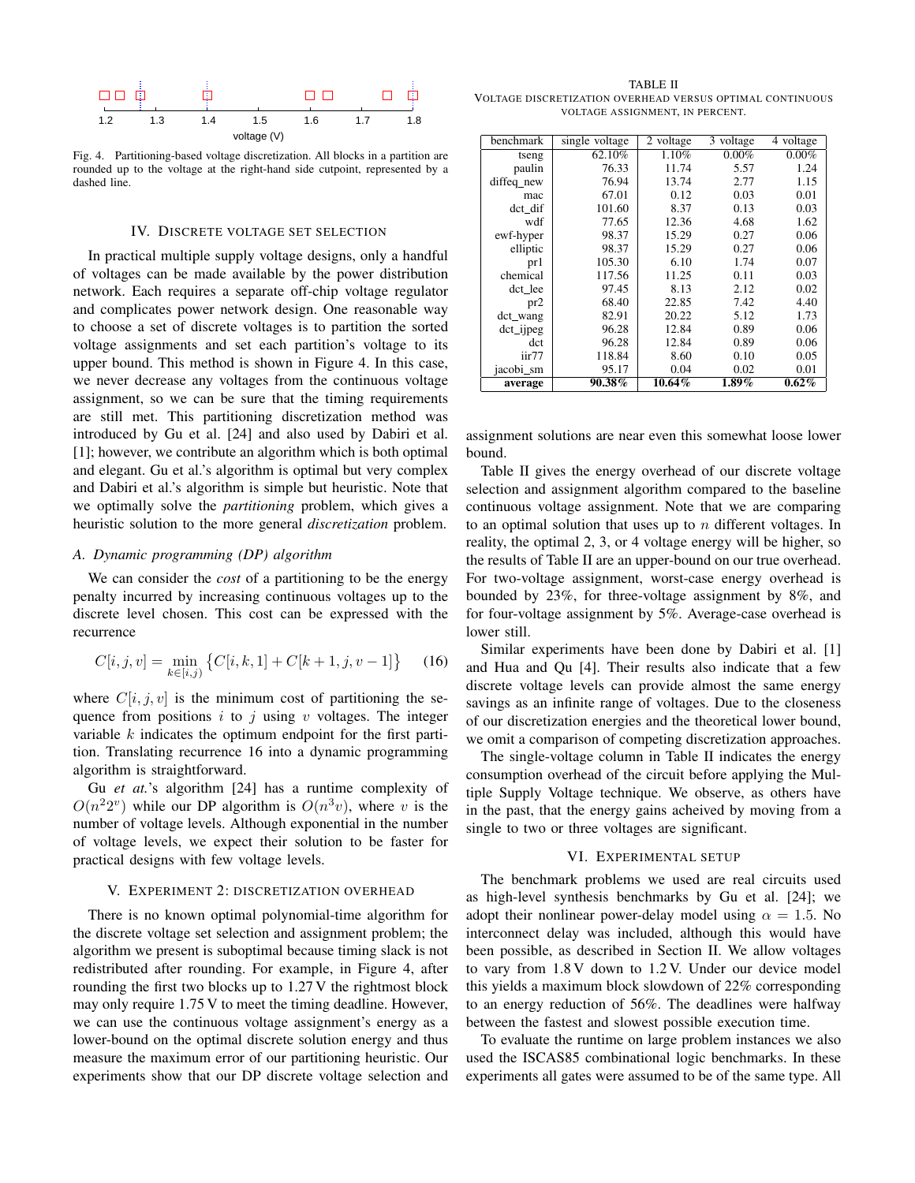Fig. 4. Partitioning-based voltage discretization. All blocks in a partition are rounded up to the voltage at the right-hand side cutpoint, represented by a dashed line.

## IV. Discrete voltage set selection

In practical multiple supply voltage designs, only a handful of voltages can be made available by the power distribution network. Each requires a separate off-chip voltage regulator and complicates power network design. One reasonable way to choose a set of discrete voltages is to partition the sorted voltage assignments and set each partition's voltage to its upper bound. This method is shown in Figure 4. In this case, we never decrease any voltages from the continuous voltage assignment, so we can be sure that the timing requirements are still met. This partitioning discretization method was introduced by Gu et al. [24] and also used by Dabiri et al. [1]; however, we contribute an algorithm which is both optimal and elegant. Gu et al.'s algorithm is optimal but very complex and Dabiri et al.'s algorithm is simple but heuristic. Note that we optimally solve the *partitioning* problem, which gives a heuristic solution to the more general *discretization* problem.

### A. Dynamic programming (DP) algorithm

We can consider the *cost* of a partitioning to be the energy penalty incurred by increasing continuous voltages up to the discrete level chosen. This cost can be expressed with the recurrence

$$C[i,j,v] = \min_{k \in [i,j)} \left\{ C[i,k,1] + C[k+1,j,v-1] \right\} \qquad (16)$$

where $C[i,j,v]$ is the minimum cost of partitioning the sequence from positions $i$ to $j$ using $v$ voltages. The integer variable $k$ indicates the optimum endpoint for the first partition. Translating recurrence 16 into a dynamic programming algorithm is straightforward.

Gu *et at.*'s algorithm [24] has a runtime complexity of $O(n^2 2^v)$ while our DP algorithm is $O(n^3 v)$, where $v$ is the number of voltage levels. Although exponential in the number of voltage levels, we expect their solution to be faster for practical designs with few voltage levels.

## V. Experiment 2: discretization overhead

There is no known optimal polynomial-time algorithm for the discrete voltage set selection and assignment problem; the algorithm we present is suboptimal because timing slack is not redistributed after rounding. For example, in Figure 4, after rounding the first two blocks up to 1.27 V the rightmost block may only require 1.75 V to meet the timing deadline. However, we can use the continuous voltage assignment's energy as a lower-bound on the optimal discrete solution energy and thus measure the maximum error of our partitioning heuristic. Our experiments show that our DP discrete voltage selection and assignment solutions are near even this somewhat loose lower bound.

TABLE II
Voltage discretization overhead versus optimal continuous voltage assignment, in percent.

| benchmark | single voltage | 2 voltage | 3 voltage | 4 voltage |
|---|---|---|---|---|
| tseng | 62.10% | 1.10% | 0.00% | 0.00% |
| paulin | 76.33 | 11.74 | 5.57 | 1.24 |
| diffeq_new | 76.94 | 13.74 | 2.77 | 1.15 |
| mac | 67.01 | 0.12 | 0.03 | 0.01 |
| dct_dif | 101.60 | 8.37 | 0.13 | 0.03 |
| wdf | 77.65 | 12.36 | 4.68 | 1.62 |
| ewf-hyper | 98.37 | 15.29 | 0.27 | 0.06 |
| elliptic | 98.37 | 15.29 | 0.27 | 0.06 |
| pr1 | 105.30 | 6.10 | 1.74 | 0.07 |
| chemical | 117.56 | 11.25 | 0.11 | 0.03 |
| dct_lee | 97.45 | 8.13 | 2.12 | 0.02 |
| pr2 | 68.40 | 22.85 | 7.42 | 4.40 |
| dct_wang | 82.91 | 20.22 | 5.12 | 1.73 |
| dct_ijpeg | 96.28 | 12.84 | 0.89 | 0.06 |
| dct | 96.28 | 12.84 | 0.89 | 0.06 |
| iir77 | 118.84 | 8.60 | 0.10 | 0.05 |
| jacobi_sm | 95.17 | 0.04 | 0.02 | 0.01 |
| **average** | **90.38%** | **10.64%** | **1.89%** | **0.62%** |

Table II gives the energy overhead of our discrete voltage selection and assignment algorithm compared to the baseline continuous voltage assignment. Note that we are comparing to an optimal solution that uses up to $n$ different voltages. In reality, the optimal 2, 3, or 4 voltage energy will be higher, so the results of Table II are an upper-bound on our true overhead. For two-voltage assignment, worst-case energy overhead is bounded by 23%, for three-voltage assignment by 8%, and for four-voltage assignment by 5%. Average-case overhead is lower still.

Similar experiments have been done by Dabiri et al. [1] and Hua and Qu [4]. Their results also indicate that a few discrete voltage levels can provide almost the same energy savings as an infinite range of voltages. Due to the closeness of our discretization energies and the theoretical lower bound, we omit a comparison of competing discretization approaches.

The single-voltage column in Table II indicates the energy consumption overhead of the circuit before applying the Multiple Supply Voltage technique. We observe, as others have in the past, that the energy gains acheived by moving from a single to two or three voltages are significant.

## VI. Experimental setup

The benchmark problems we used are real circuits used as high-level synthesis benchmarks by Gu et al. [24]; we adopt their nonlinear power-delay model using $\alpha = 1.5$. No interconnect delay was included, although this would have been possible, as described in Section II. We allow voltages to vary from 1.8 V down to 1.2 V. Under our device model this yields a maximum block slowdown of 22% corresponding to an energy reduction of 56%. The deadlines were halfway between the fastest and slowest possible execution time.

To evaluate the runtime on large problem instances we also used the ISCAS85 combinational logic benchmarks. In these experiments all gates were assumed to be of the same type. All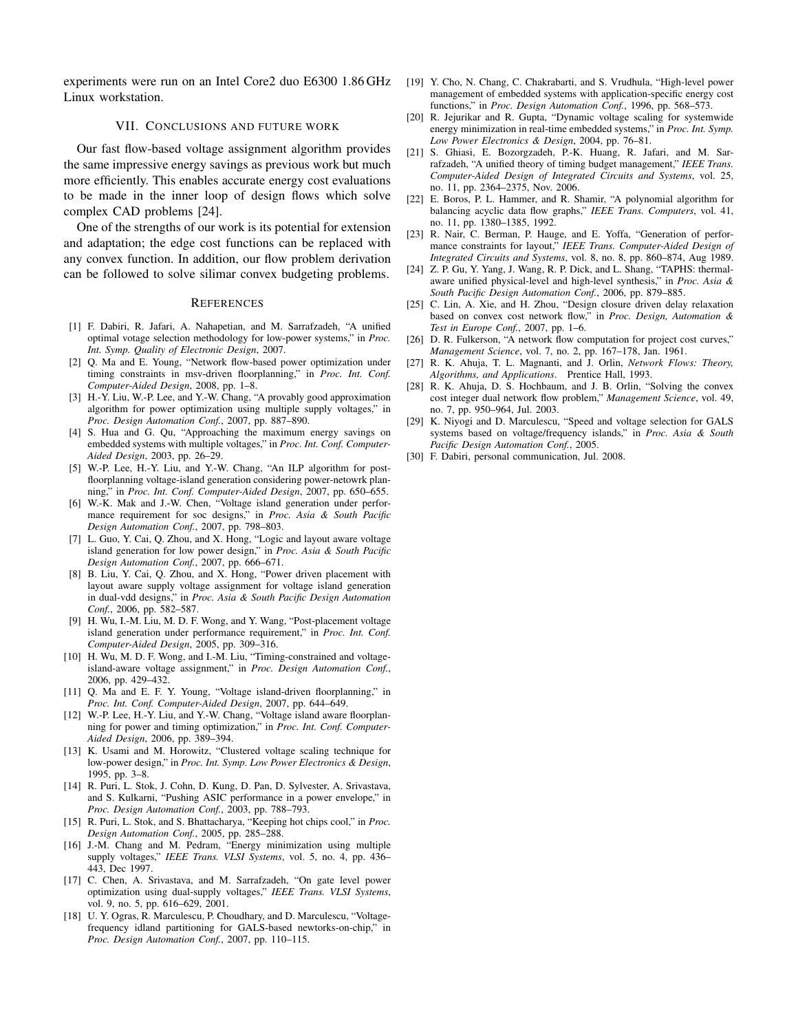experiments were run on an Intel Core2 duo E6300 1.86 GHz Linux workstation.

## VII. Conclusions and Future Work

Our fast flow-based voltage assignment algorithm provides the same impressive energy savings as previous work but much more efficiently. This enables accurate energy cost evaluations to be made in the inner loop of design flows which solve complex CAD problems [24].

One of the strengths of our work is its potential for extension and adaptation; the edge cost functions can be replaced with any convex function. In addition, our flow problem derivation can be followed to solve silimar convex budgeting problems.

## References

[1] F. Dabiri, R. Jafari, A. Nahapetian, and M. Sarrafzadeh, "A unified optimal votage selection methodology for low-power systems," in *Proc. Int. Symp. Quality of Electronic Design*, 2007.

[2] Q. Ma and E. Young, "Network flow-based power optimization under timing constraints in msv-driven floorplanning," in *Proc. Int. Conf. Computer-Aided Design*, 2008, pp. 1–8.

[3] H.-Y. Liu, W.-P. Lee, and Y.-W. Chang, "A provably good approximation algorithm for power optimization using multiple supply voltages," in *Proc. Design Automation Conf.*, 2007, pp. 887–890.

[4] S. Hua and G. Qu, "Approaching the maximum energy savings on embedded systems with multiple voltages," in *Proc. Int. Conf. Computer-Aided Design*, 2003, pp. 26–29.

[5] W.-P. Lee, H.-Y. Liu, and Y.-W. Chang, "An ILP algorithm for post-floorplanning voltage-island generation considering power-netowrk planning," in *Proc. Int. Conf. Computer-Aided Design*, 2007, pp. 650–655.

[6] W.-K. Mak and J.-W. Chen, "Voltage island generation under performance requirement for soc designs," in *Proc. Asia & South Pacific Design Automation Conf.*, 2007, pp. 798–803.

[7] L. Guo, Y. Cai, Q. Zhou, and X. Hong, "Logic and layout aware voltage island generation for low power design," in *Proc. Asia & South Pacific Design Automation Conf.*, 2007, pp. 666–671.

[8] B. Liu, Y. Cai, Q. Zhou, and X. Hong, "Power driven placement with layout aware supply voltage assignment for voltage island generation in dual-vdd designs," in *Proc. Asia & South Pacific Design Automation Conf.*, 2006, pp. 582–587.

[9] H. Wu, I.-M. Liu, M. D. F. Wong, and Y. Wang, "Post-placement voltage island generation under performance requirement," in *Proc. Int. Conf. Computer-Aided Design*, 2005, pp. 309–316.

[10] H. Wu, M. D. F. Wong, and I.-M. Liu, "Timing-constrained and voltage-island-aware voltage assignment," in *Proc. Design Automation Conf.*, 2006, pp. 429–432.

[11] Q. Ma and E. F. Y. Young, "Voltage island-driven floorplanning," in *Proc. Int. Conf. Computer-Aided Design*, 2007, pp. 644–649.

[12] W.-P. Lee, H.-Y. Liu, and Y.-W. Chang, "Voltage island aware floorplanning for power and timing optimization," in *Proc. Int. Conf. Computer-Aided Design*, 2006, pp. 389–394.

[13] K. Usami and M. Horowitz, "Clustered voltage scaling technique for low-power design," in *Proc. Int. Symp. Low Power Electronics & Design*, 1995, pp. 3–8.

[14] R. Puri, L. Stok, J. Cohn, D. Kung, D. Pan, D. Sylvester, A. Srivastava, and S. Kulkarni, "Pushing ASIC performance in a power envelope," in *Proc. Design Automation Conf.*, 2003, pp. 788–793.

[15] R. Puri, L. Stok, and S. Bhattacharya, "Keeping hot chips cool," in *Proc. Design Automation Conf.*, 2005, pp. 285–288.

[16] J.-M. Chang and M. Pedram, "Energy minimization using multiple supply voltages," *IEEE Trans. VLSI Systems*, vol. 5, no. 4, pp. 436–443, Dec 1997.

[17] C. Chen, A. Srivastava, and M. Sarrafzadeh, "On gate level power optimization using dual-supply voltages," *IEEE Trans. VLSI Systems*, vol. 9, no. 5, pp. 616–629, 2001.

[18] U. Y. Ogras, R. Marculescu, P. Choudhary, and D. Marculescu, "Voltage-frequency idland partitioning for GALS-based newtorks-on-chip," in *Proc. Design Automation Conf.*, 2007, pp. 110–115.

[19] Y. Cho, N. Chang, C. Chakrabarti, and S. Vrudhula, "High-level power management of embedded systems with application-specific energy cost functions," in *Proc. Design Automation Conf.*, 1996, pp. 568–573.

[20] R. Jejurikar and R. Gupta, "Dynamic voltage scaling for systemwide energy minimization in real-time embedded systems," in *Proc. Int. Symp. Low Power Electronics & Design*, 2004, pp. 76–81.

[21] S. Ghiasi, E. Bozorgzadeh, P.-K. Huang, R. Jafari, and M. Sarrafzadeh, "A unified theory of timing budget management," *IEEE Trans. Computer-Aided Design of Integrated Circuits and Systems*, vol. 25, no. 11, pp. 2364–2375, Nov. 2006.

[22] E. Boros, P. L. Hammer, and R. Shamir, "A polynomial algorithm for balancing acyclic data flow graphs," *IEEE Trans. Computers*, vol. 41, no. 11, pp. 1380–1385, 1992.

[23] R. Nair, C. Berman, P. Hauge, and E. Yoffa, "Generation of performance constraints for layout," *IEEE Trans. Computer-Aided Design of Integrated Circuits and Systems*, vol. 8, no. 8, pp. 860–874, Aug 1989.

[24] Z. P. Gu, Y. Yang, J. Wang, R. P. Dick, and L. Shang, "TAPHS: thermal-aware unified physical-level and high-level synthesis," in *Proc. Asia & South Pacific Design Automation Conf.*, 2006, pp. 879–885.

[25] C. Lin, A. Xie, and H. Zhou, "Design closure driven delay relaxation based on convex cost network flow," in *Proc. Design, Automation & Test in Europe Conf.*, 2007, pp. 1–6.

[26] D. R. Fulkerson, "A network flow computation for project cost curves," *Management Science*, vol. 7, no. 2, pp. 167–178, Jan. 1961.

[27] R. K. Ahuja, T. L. Magnanti, and J. Orlin, *Network Flows: Theory, Algorithms, and Applications*. Prentice Hall, 1993.

[28] R. K. Ahuja, D. S. Hochbaum, and J. B. Orlin, "Solving the convex cost integer dual network flow problem," *Management Science*, vol. 49, no. 7, pp. 950–964, Jul. 2003.

[29] K. Niyogi and D. Marculescu, "Speed and voltage selection for GALS systems based on voltage/frequency islands," in *Proc. Asia & South Pacific Design Automation Conf.*, 2005.

[30] F. Dabiri, personal communication, Jul. 2008.